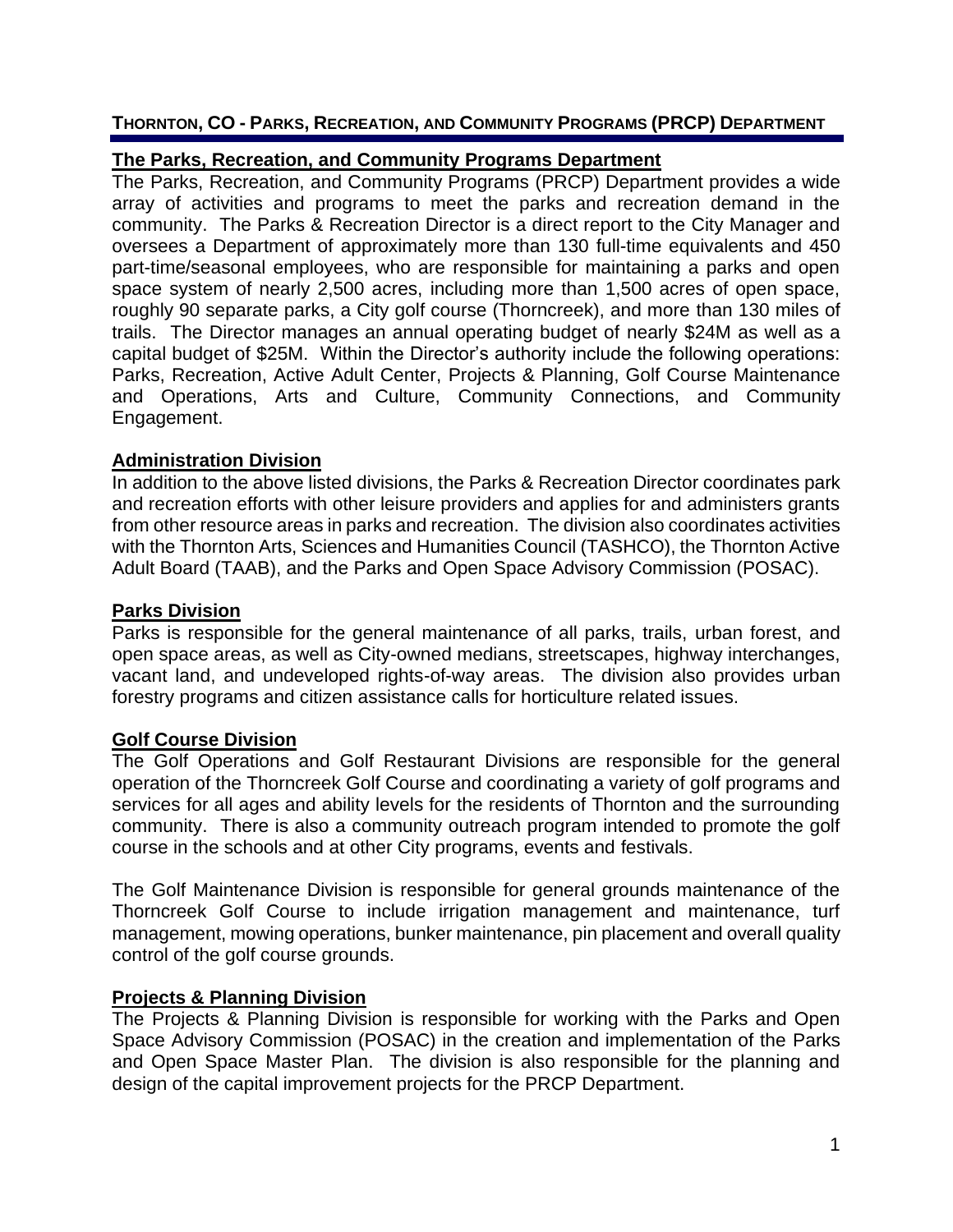# THORNTON, CO - PARKS, RECREATION, AND COMMUNITY PROGRAMS (PRCP) DEPARTMENT

## The Parks, Recreation, and Community Programs Department

The Parks, Recreation, and Community Programs (PRCP) Department provides a wide array of activities and programs to meet the parks and recreation demand in the community. The Parks & Recreation Director is a direct report to the City Manager and oversees a Department of approximately more than 130 full-time equivalents and 450 part-time/seasonal employees, who are responsible for maintaining a parks and open space system of nearly 2,500 acres, including more than 1,500 acres of open space, roughly 90 separate parks, a City golf course (Thorncreek), and more than 130 miles of trails. The Director manages an annual operating budget of nearly $24M as well as a capital budget of $25M. Within the Director's authority include the following operations: Parks, Recreation, Active Adult Center, Projects & Planning, Golf Course Maintenance and Operations, Arts and Culture, Community Connections, and Community Engagement.

## Administration Division

In addition to the above listed divisions, the Parks & Recreation Director coordinates park and recreation efforts with other leisure providers and applies for and administers grants from other resource areas in parks and recreation. The division also coordinates activities with the Thornton Arts, Sciences and Humanities Council (TASHCO), the Thornton Active Adult Board (TAAB), and the Parks and Open Space Advisory Commission (POSAC).

## Parks Division

Parks is responsible for the general maintenance of all parks, trails, urban forest, and open space areas, as well as City-owned medians, streetscapes, highway interchanges, vacant land, and undeveloped rights-of-way areas. The division also provides urban forestry programs and citizen assistance calls for horticulture related issues.

## Golf Course Division

The Golf Operations and Golf Restaurant Divisions are responsible for the general operation of the Thorncreek Golf Course and coordinating a variety of golf programs and services for all ages and ability levels for the residents of Thornton and the surrounding community. There is also a community outreach program intended to promote the golf course in the schools and at other City programs, events and festivals.

The Golf Maintenance Division is responsible for general grounds maintenance of the Thorncreek Golf Course to include irrigation management and maintenance, turf management, mowing operations, bunker maintenance, pin placement and overall quality control of the golf course grounds.

## Projects & Planning Division

The Projects & Planning Division is responsible for working with the Parks and Open Space Advisory Commission (POSAC) in the creation and implementation of the Parks and Open Space Master Plan. The division is also responsible for the planning and design of the capital improvement projects for the PRCP Department.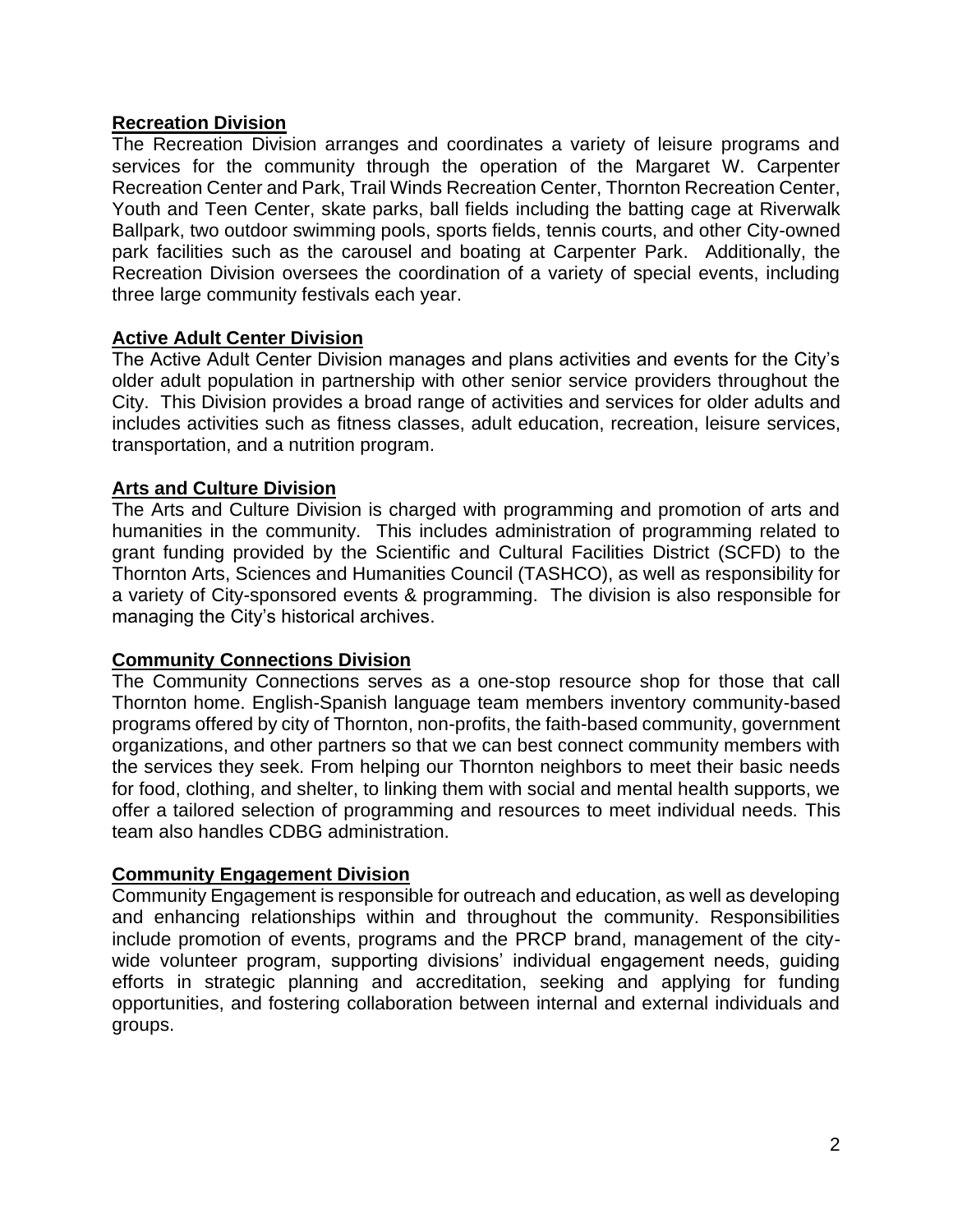**Recreation Division**

The Recreation Division arranges and coordinates a variety of leisure programs and services for the community through the operation of the Margaret W. Carpenter Recreation Center and Park, Trail Winds Recreation Center, Thornton Recreation Center, Youth and Teen Center, skate parks, ball fields including the batting cage at Riverwalk Ballpark, two outdoor swimming pools, sports fields, tennis courts, and other City-owned park facilities such as the carousel and boating at Carpenter Park. Additionally, the Recreation Division oversees the coordination of a variety of special events, including three large community festivals each year.

**Active Adult Center Division**

The Active Adult Center Division manages and plans activities and events for the City's older adult population in partnership with other senior service providers throughout the City. This Division provides a broad range of activities and services for older adults and includes activities such as fitness classes, adult education, recreation, leisure services, transportation, and a nutrition program.

**Arts and Culture Division**

The Arts and Culture Division is charged with programming and promotion of arts and humanities in the community. This includes administration of programming related to grant funding provided by the Scientific and Cultural Facilities District (SCFD) to the Thornton Arts, Sciences and Humanities Council (TASHCO), as well as responsibility for a variety of City-sponsored events & programming. The division is also responsible for managing the City's historical archives.

**Community Connections Division**

The Community Connections serves as a one-stop resource shop for those that call Thornton home. English-Spanish language team members inventory community-based programs offered by city of Thornton, non-profits, the faith-based community, government organizations, and other partners so that we can best connect community members with the services they seek. From helping our Thornton neighbors to meet their basic needs for food, clothing, and shelter, to linking them with social and mental health supports, we offer a tailored selection of programming and resources to meet individual needs. This team also handles CDBG administration.

**Community Engagement Division**

Community Engagement is responsible for outreach and education, as well as developing and enhancing relationships within and throughout the community. Responsibilities include promotion of events, programs and the PRCP brand, management of the city-wide volunteer program, supporting divisions' individual engagement needs, guiding efforts in strategic planning and accreditation, seeking and applying for funding opportunities, and fostering collaboration between internal and external individuals and groups.